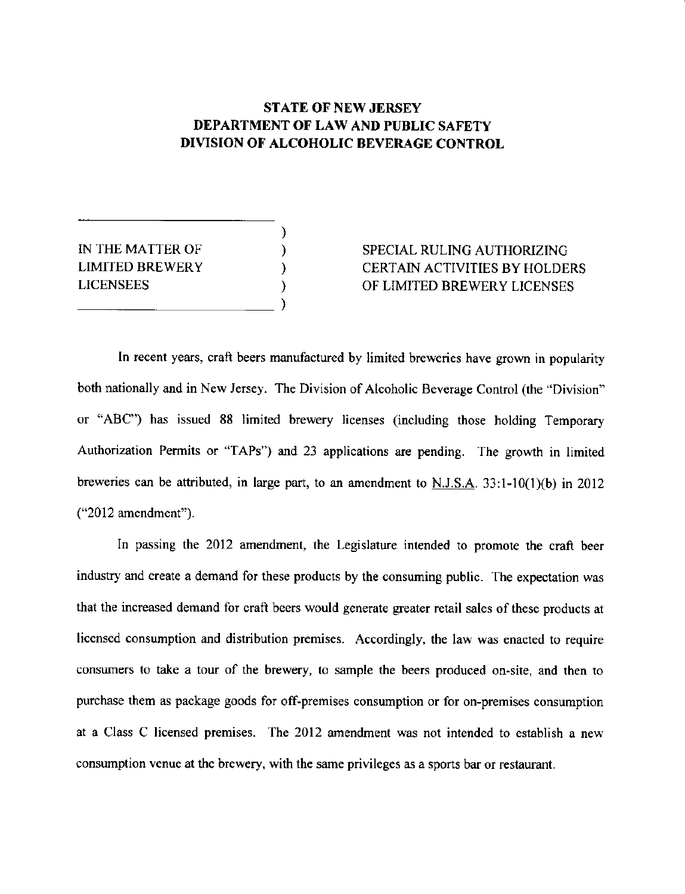**STATE OF NEW JERSEY**
**DEPARTMENT OF LAW AND PUBLIC SAFETY**
**DIVISION OF ALCOHOLIC BEVERAGE CONTROL**

| IN THE MATTER OF LIMITED BREWERY LICENSEES | SPECIAL RULING AUTHORIZING CERTAIN ACTIVITIES BY HOLDERS OF LIMITED BREWERY LICENSES |
|---|---|

In recent years, craft beers manufactured by limited breweries have grown in popularity both nationally and in New Jersey. The Division of Alcoholic Beverage Control (the "Division" or "ABC") has issued 88 limited brewery licenses (including those holding Temporary Authorization Permits or "TAPs") and 23 applications are pending. The growth in limited breweries can be attributed, in large part, to an amendment to N.J.S.A. 33:1-10(1)(b) in 2012 ("2012 amendment").

In passing the 2012 amendment, the Legislature intended to promote the craft beer industry and create a demand for these products by the consuming public. The expectation was that the increased demand for craft beers would generate greater retail sales of these products at licensed consumption and distribution premises. Accordingly, the law was enacted to require consumers to take a tour of the brewery, to sample the beers produced on-site, and then to purchase them as package goods for off-premises consumption or for on-premises consumption at a Class C licensed premises. The 2012 amendment was not intended to establish a new consumption venue at the brewery, with the same privileges as a sports bar or restaurant.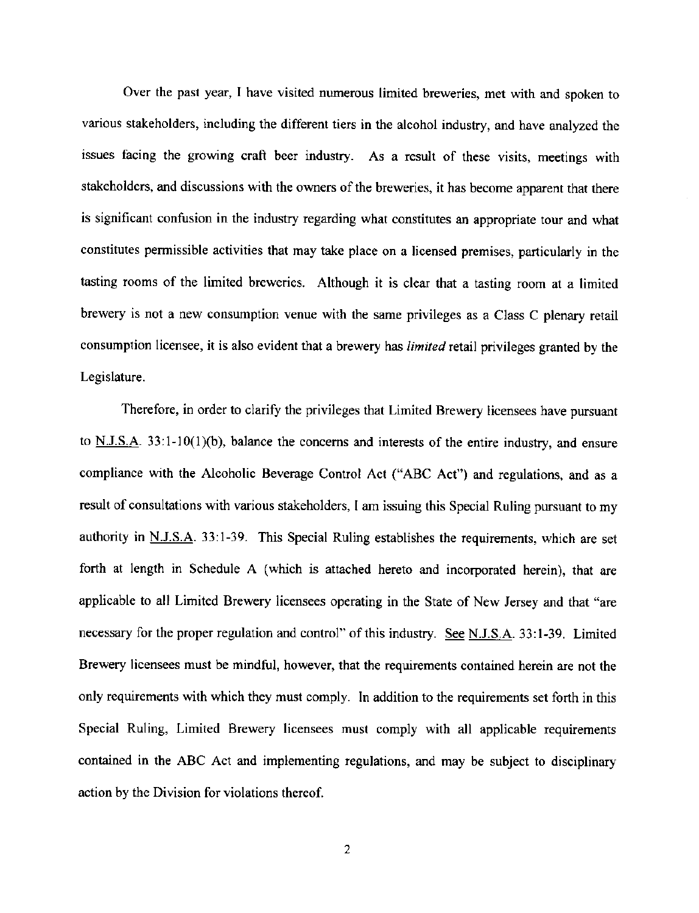Over the past year, I have visited numerous limited breweries, met with and spoken to various stakeholders, including the different tiers in the alcohol industry, and have analyzed the issues facing the growing craft beer industry. As a result of these visits, meetings with stakeholders, and discussions with the owners of the breweries, it has become apparent that there is significant confusion in the industry regarding what constitutes an appropriate tour and what constitutes permissible activities that may take place on a licensed premises, particularly in the tasting rooms of the limited breweries. Although it is clear that a tasting room at a limited brewery is not a new consumption venue with the same privileges as a Class C plenary retail consumption licensee, it is also evident that a brewery has *limited* retail privileges granted by the Legislature.

Therefore, in order to clarify the privileges that Limited Brewery licensees have pursuant to N.J.S.A. 33:1-10(1)(b), balance the concerns and interests of the entire industry, and ensure compliance with the Alcoholic Beverage Control Act ("ABC Act") and regulations, and as a result of consultations with various stakeholders, I am issuing this Special Ruling pursuant to my authority in N.J.S.A. 33:1-39. This Special Ruling establishes the requirements, which are set forth at length in Schedule A (which is attached hereto and incorporated herein), that are applicable to all Limited Brewery licensees operating in the State of New Jersey and that "are necessary for the proper regulation and control" of this industry. See N.J.S.A. 33:1-39. Limited Brewery licensees must be mindful, however, that the requirements contained herein are not the only requirements with which they must comply. In addition to the requirements set forth in this Special Ruling, Limited Brewery licensees must comply with all applicable requirements contained in the ABC Act and implementing regulations, and may be subject to disciplinary action by the Division for violations thereof.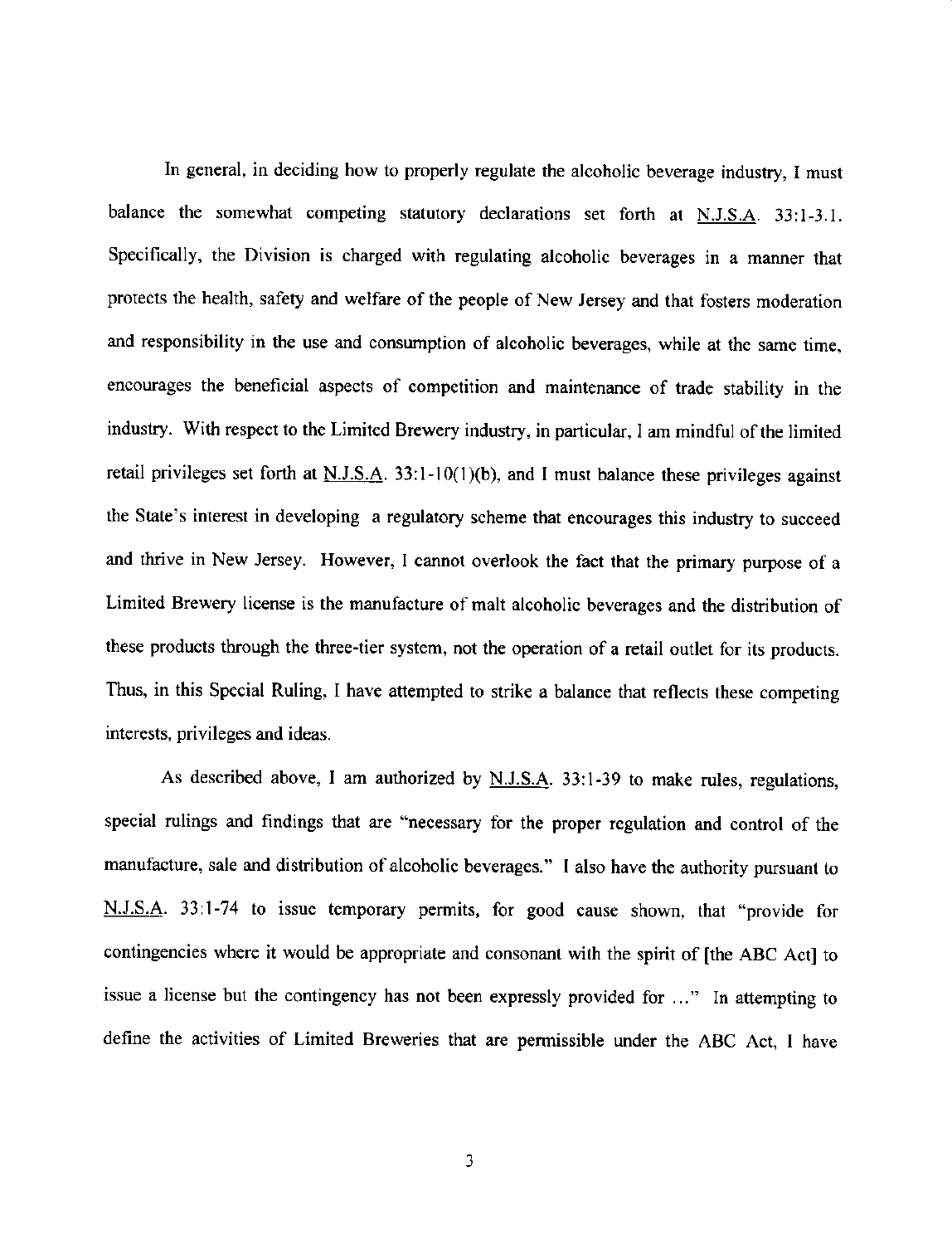In general, in deciding how to properly regulate the alcoholic beverage industry, I must balance the somewhat competing statutory declarations set forth at N.J.S.A. 33:1-3.1. Specifically, the Division is charged with regulating alcoholic beverages in a manner that protects the health, safety and welfare of the people of New Jersey and that fosters moderation and responsibility in the use and consumption of alcoholic beverages, while at the same time, encourages the beneficial aspects of competition and maintenance of trade stability in the industry. With respect to the Limited Brewery industry, in particular, I am mindful of the limited retail privileges set forth at N.J.S.A. 33:1-10(1)(b), and I must balance these privileges against the State's interest in developing a regulatory scheme that encourages this industry to succeed and thrive in New Jersey. However, I cannot overlook the fact that the primary purpose of a Limited Brewery license is the manufacture of malt alcoholic beverages and the distribution of these products through the three-tier system, not the operation of a retail outlet for its products. Thus, in this Special Ruling, I have attempted to strike a balance that reflects these competing interests, privileges and ideas.

As described above, I am authorized by N.J.S.A. 33:1-39 to make rules, regulations, special rulings and findings that are "necessary for the proper regulation and control of the manufacture, sale and distribution of alcoholic beverages." I also have the authority pursuant to N.J.S.A. 33:1-74 to issue temporary permits, for good cause shown, that "provide for contingencies where it would be appropriate and consonant with the spirit of [the ABC Act] to issue a license but the contingency has not been expressly provided for ..." In attempting to define the activities of Limited Breweries that are permissible under the ABC Act, I have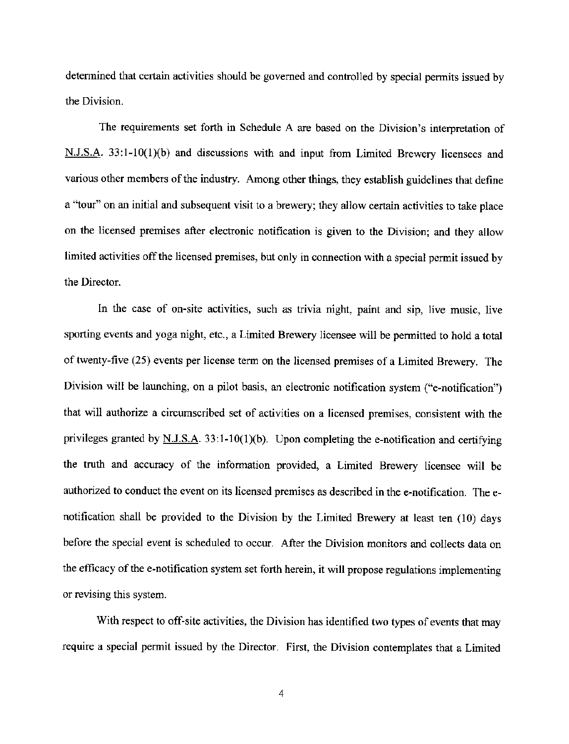determined that certain activities should be governed and controlled by special permits issued by the Division.

The requirements set forth in Schedule A are based on the Division's interpretation of N.J.S.A. 33:1-10(1)(b) and discussions with and input from Limited Brewery licensees and various other members of the industry. Among other things, they establish guidelines that define a "tour" on an initial and subsequent visit to a brewery; they allow certain activities to take place on the licensed premises after electronic notification is given to the Division; and they allow limited activities off the licensed premises, but only in connection with a special permit issued by the Director.

In the case of on-site activities, such as trivia night, paint and sip, live music, live sporting events and yoga night, etc., a Limited Brewery licensee will be permitted to hold a total of twenty-five (25) events per license term on the licensed premises of a Limited Brewery. The Division will be launching, on a pilot basis, an electronic notification system ("e-notification") that will authorize a circumscribed set of activities on a licensed premises, consistent with the privileges granted by N.J.S.A. 33:1-10(1)(b). Upon completing the e-notification and certifying the truth and accuracy of the information provided, a Limited Brewery licensee will be authorized to conduct the event on its licensed premises as described in the e-notification. The e-notification shall be provided to the Division by the Limited Brewery at least ten (10) days before the special event is scheduled to occur. After the Division monitors and collects data on the efficacy of the e-notification system set forth herein, it will propose regulations implementing or revising this system.

With respect to off-site activities, the Division has identified two types of events that may require a special permit issued by the Director. First, the Division contemplates that a Limited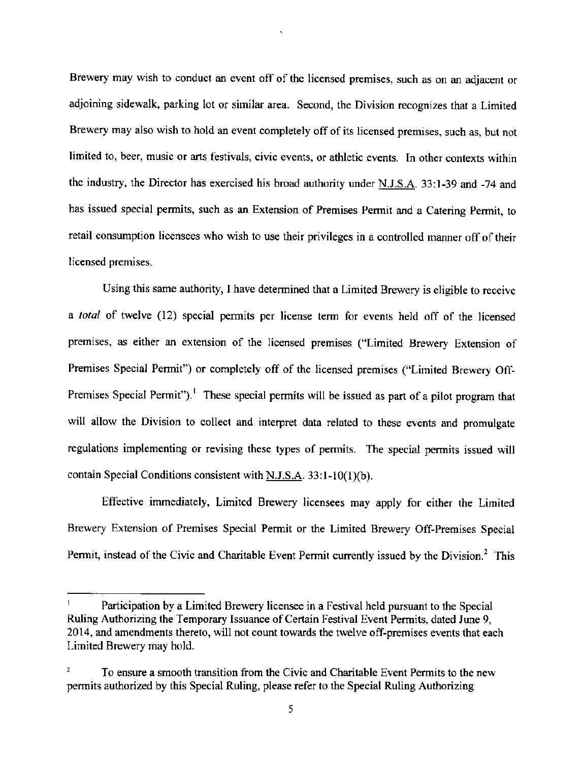Brewery may wish to conduct an event off of the licensed premises, such as on an adjacent or adjoining sidewalk, parking lot or similar area. Second, the Division recognizes that a Limited Brewery may also wish to hold an event completely off of its licensed premises, such as, but not limited to, beer, music or arts festivals, civic events, or athletic events. In other contexts within the industry, the Director has exercised his broad authority under N.J.S.A. 33:1-39 and -74 and has issued special permits, such as an Extension of Premises Permit and a Catering Permit, to retail consumption licensees who wish to use their privileges in a controlled manner off of their licensed premises.

Using this same authority, I have determined that a Limited Brewery is eligible to receive a *total* of twelve (12) special permits per license term for events held off of the licensed premises, as either an extension of the licensed premises ("Limited Brewery Extension of Premises Special Permit") or completely off of the licensed premises ("Limited Brewery Off-Premises Special Permit").[1] These special permits will be issued as part of a pilot program that will allow the Division to collect and interpret data related to these events and promulgate regulations implementing or revising these types of permits. The special permits issued will contain Special Conditions consistent with N.J.S.A. 33:1-10(1)(b).

Effective immediately, Limited Brewery licensees may apply for either the Limited Brewery Extension of Premises Special Permit or the Limited Brewery Off-Premises Special Permit, instead of the Civic and Charitable Event Permit currently issued by the Division.[2] This

---

[1] Participation by a Limited Brewery licensee in a Festival held pursuant to the Special Ruling Authorizing the Temporary Issuance of Certain Festival Event Permits, dated June 9, 2014, and amendments thereto, will not count towards the twelve off-premises events that each Limited Brewery may hold.

[2] To ensure a smooth transition from the Civic and Charitable Event Permits to the new permits authorized by this Special Ruling, please refer to the Special Ruling Authorizing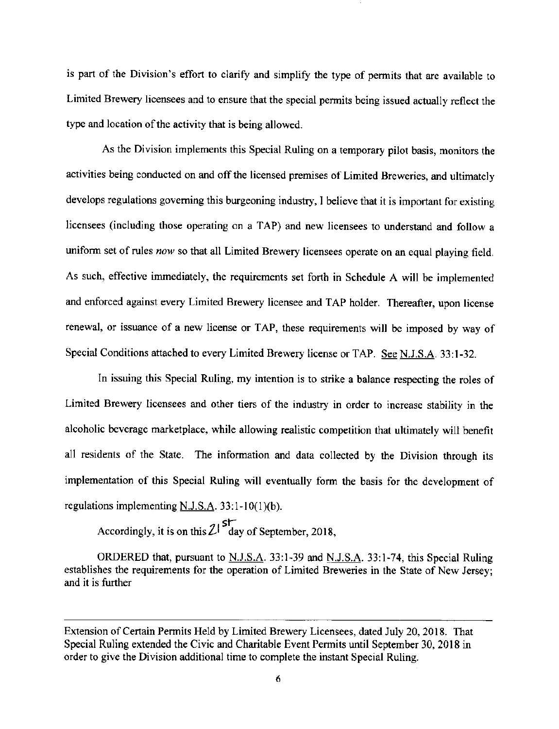is part of the Division's effort to clarify and simplify the type of permits that are available to Limited Brewery licensees and to ensure that the special permits being issued actually reflect the type and location of the activity that is being allowed.

As the Division implements this Special Ruling on a temporary pilot basis, monitors the activities being conducted on and off the licensed premises of Limited Breweries, and ultimately develops regulations governing this burgeoning industry, I believe that it is important for existing licensees (including those operating on a TAP) and new licensees to understand and follow a uniform set of rules *now* so that all Limited Brewery licensees operate on an equal playing field. As such, effective immediately, the requirements set forth in Schedule A will be implemented and enforced against every Limited Brewery licensee and TAP holder. Thereafter, upon license renewal, or issuance of a new license or TAP, these requirements will be imposed by way of Special Conditions attached to every Limited Brewery license or TAP. See N.J.S.A. 33:1-32.

In issuing this Special Ruling, my intention is to strike a balance respecting the roles of Limited Brewery licensees and other tiers of the industry in order to increase stability in the alcoholic beverage marketplace, while allowing realistic competition that ultimately will benefit all residents of the State. The information and data collected by the Division through its implementation of this Special Ruling will eventually form the basis for the development of regulations implementing N.J.S.A. 33:1-10(1)(b).

Accordingly, it is on this 21st day of September, 2018,

ORDERED that, pursuant to N.J.S.A. 33:1-39 and N.J.S.A. 33:1-74, this Special Ruling establishes the requirements for the operation of Limited Breweries in the State of New Jersey; and it is further

---

Extension of Certain Permits Held by Limited Brewery Licensees, dated July 20, 2018. That Special Ruling extended the Civic and Charitable Event Permits until September 30, 2018 in order to give the Division additional time to complete the instant Special Ruling.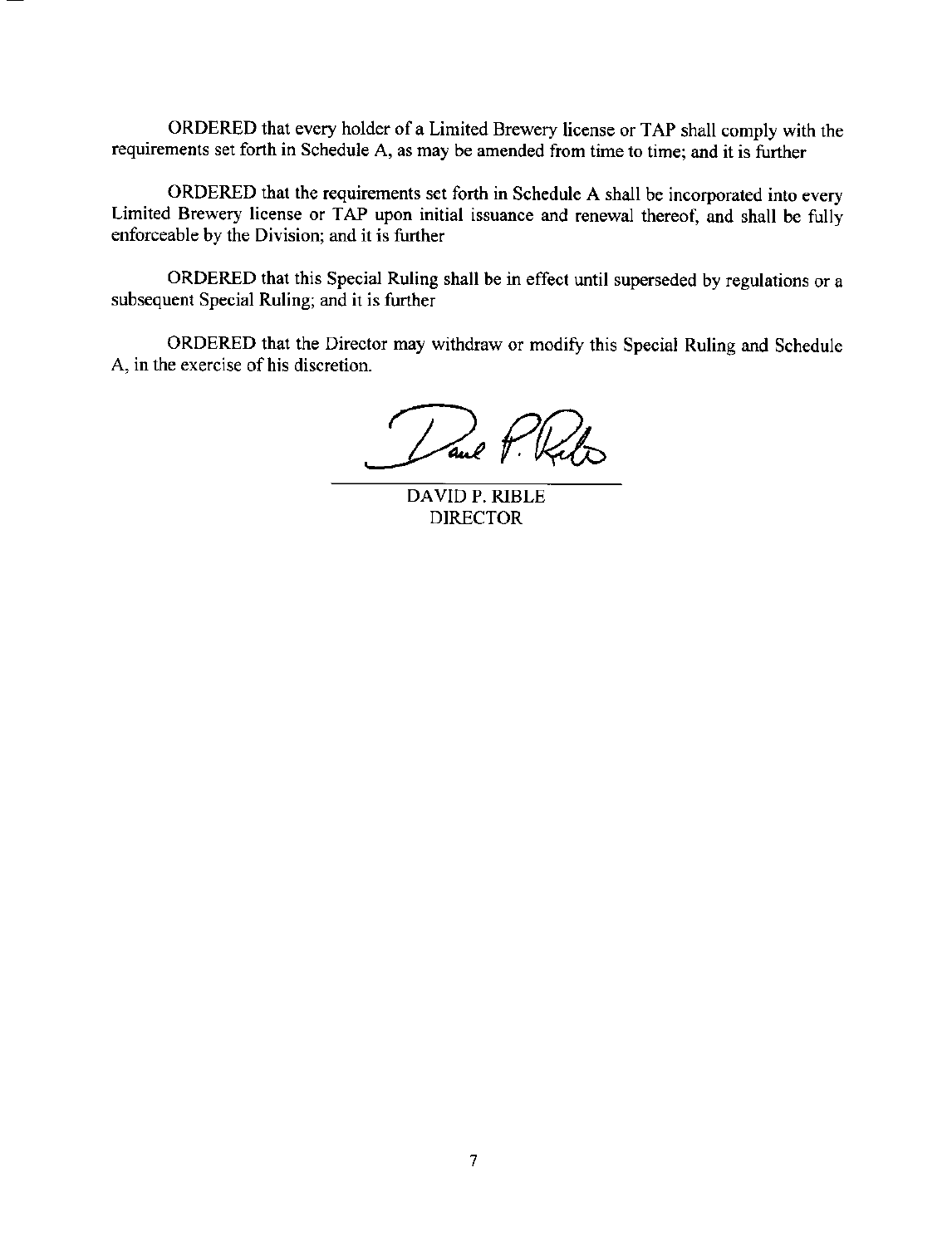ORDERED that every holder of a Limited Brewery license or TAP shall comply with the requirements set forth in Schedule A, as may be amended from time to time; and it is further

ORDERED that the requirements set forth in Schedule A shall be incorporated into every Limited Brewery license or TAP upon initial issuance and renewal thereof, and shall be fully enforceable by the Division; and it is further

ORDERED that this Special Ruling shall be in effect until superseded by regulations or a subsequent Special Ruling; and it is further

ORDERED that the Director may withdraw or modify this Special Ruling and Schedule A, in the exercise of his discretion.

DAVID P. RIBLE
DIRECTOR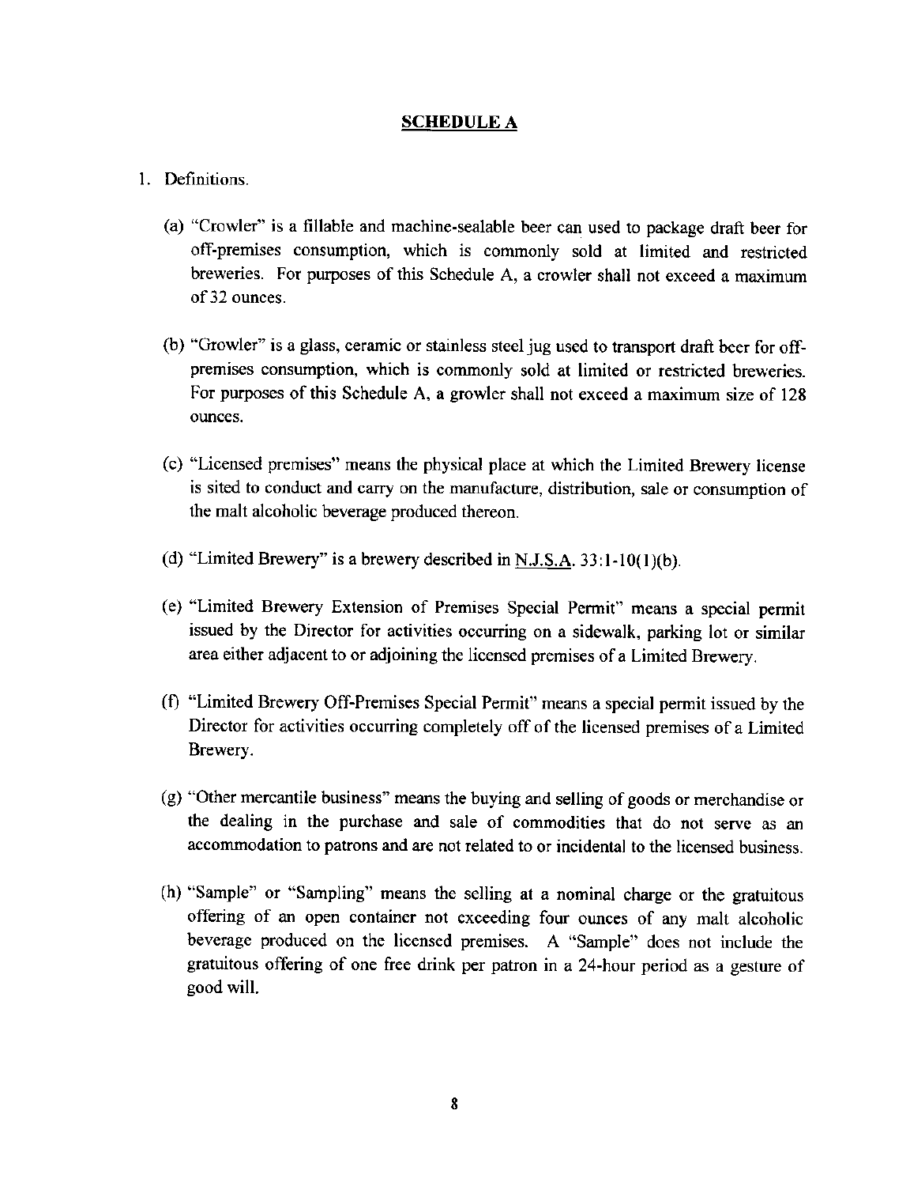## SCHEDULE A

1. Definitions.

   (a) "Crowler" is a fillable and machine-sealable beer can used to package draft beer for off-premises consumption, which is commonly sold at limited and restricted breweries. For purposes of this Schedule A, a crowler shall not exceed a maximum of 32 ounces.

   (b) "Growler" is a glass, ceramic or stainless steel jug used to transport draft beer for off-premises consumption, which is commonly sold at limited or restricted breweries. For purposes of this Schedule A, a growler shall not exceed a maximum size of 128 ounces.

   (c) "Licensed premises" means the physical place at which the Limited Brewery license is sited to conduct and carry on the manufacture, distribution, sale or consumption of the malt alcoholic beverage produced thereon.

   (d) "Limited Brewery" is a brewery described in N.J.S.A. 33:1-10(1)(b).

   (e) "Limited Brewery Extension of Premises Special Permit" means a special permit issued by the Director for activities occurring on a sidewalk, parking lot or similar area either adjacent to or adjoining the licensed premises of a Limited Brewery.

   (f) "Limited Brewery Off-Premises Special Permit" means a special permit issued by the Director for activities occurring completely off of the licensed premises of a Limited Brewery.

   (g) "Other mercantile business" means the buying and selling of goods or merchandise or the dealing in the purchase and sale of commodities that do not serve as an accommodation to patrons and are not related to or incidental to the licensed business.

   (h) "Sample" or "Sampling" means the selling at a nominal charge or the gratuitous offering of an open container not exceeding four ounces of any malt alcoholic beverage produced on the licensed premises. A "Sample" does not include the gratuitous offering of one free drink per patron in a 24-hour period as a gesture of good will.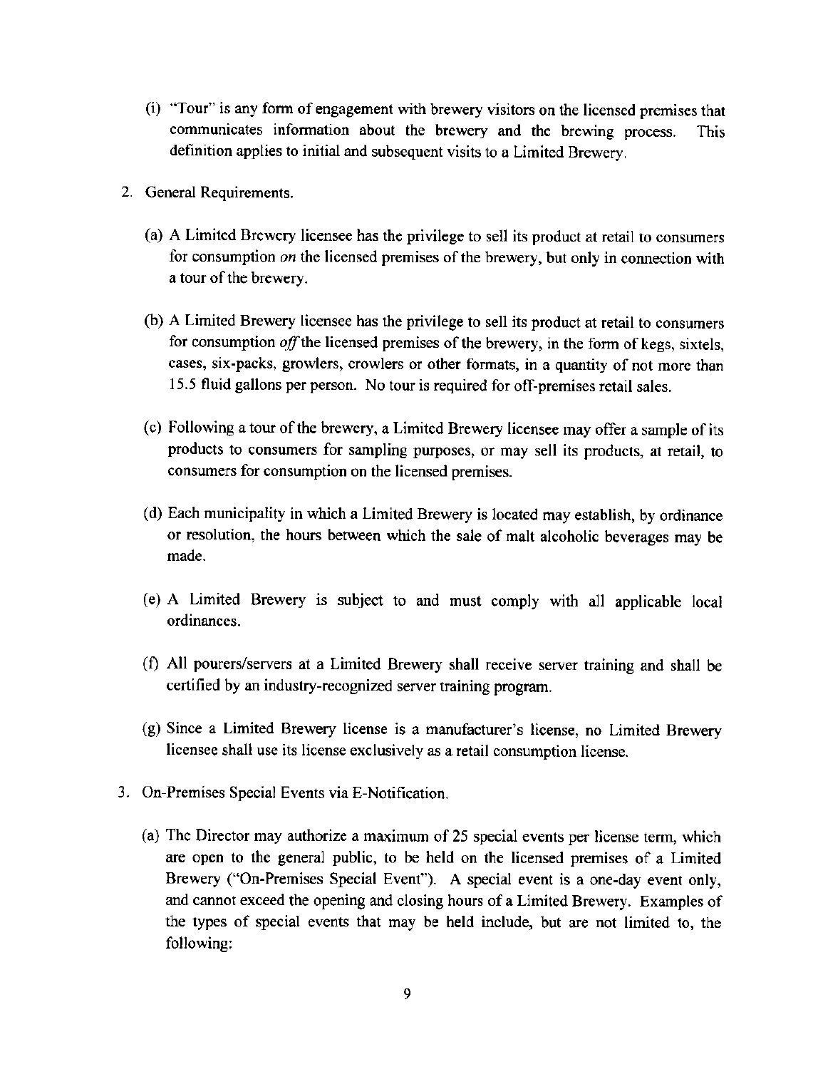(i) "Tour" is any form of engagement with brewery visitors on the licensed premises that communicates information about the brewery and the brewing process. This definition applies to initial and subsequent visits to a Limited Brewery.

2. General Requirements.

   (a) A Limited Brewery licensee has the privilege to sell its product at retail to consumers for consumption *on* the licensed premises of the brewery, but only in connection with a tour of the brewery.

   (b) A Limited Brewery licensee has the privilege to sell its product at retail to consumers for consumption *off* the licensed premises of the brewery, in the form of kegs, sixtels, cases, six-packs, growlers, crowlers or other formats, in a quantity of not more than 15.5 fluid gallons per person. No tour is required for off-premises retail sales.

   (c) Following a tour of the brewery, a Limited Brewery licensee may offer a sample of its products to consumers for sampling purposes, or may sell its products, at retail, to consumers for consumption on the licensed premises.

   (d) Each municipality in which a Limited Brewery is located may establish, by ordinance or resolution, the hours between which the sale of malt alcoholic beverages may be made.

   (e) A Limited Brewery is subject to and must comply with all applicable local ordinances.

   (f) All pourers/servers at a Limited Brewery shall receive server training and shall be certified by an industry-recognized server training program.

   (g) Since a Limited Brewery license is a manufacturer's license, no Limited Brewery licensee shall use its license exclusively as a retail consumption license.

3. On-Premises Special Events via E-Notification.

   (a) The Director may authorize a maximum of 25 special events per license term, which are open to the general public, to be held on the licensed premises of a Limited Brewery ("On-Premises Special Event"). A special event is a one-day event only, and cannot exceed the opening and closing hours of a Limited Brewery. Examples of the types of special events that may be held include, but are not limited to, the following: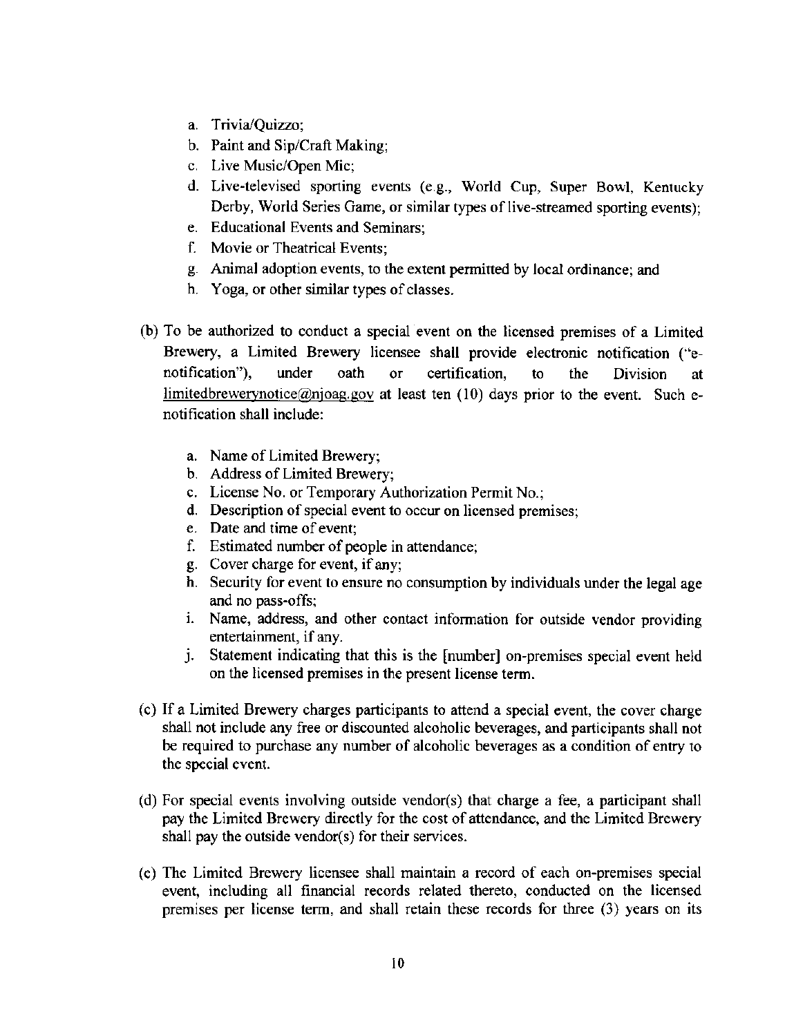a. Trivia/Quizzo;
b. Paint and Sip/Craft Making;
c. Live Music/Open Mic;
d. Live-televised sporting events (e.g., World Cup, Super Bowl, Kentucky Derby, World Series Game, or similar types of live-streamed sporting events);
e. Educational Events and Seminars;
f. Movie or Theatrical Events;
g. Animal adoption events, to the extent permitted by local ordinance; and
h. Yoga, or other similar types of classes.

(b) To be authorized to conduct a special event on the licensed premises of a Limited Brewery, a Limited Brewery licensee shall provide electronic notification ("e-notification"), under oath or certification, to the Division at limitedbrewerynotice@njoag.gov at least ten (10) days prior to the event. Such e-notification shall include:

a. Name of Limited Brewery;
b. Address of Limited Brewery;
c. License No. or Temporary Authorization Permit No.;
d. Description of special event to occur on licensed premises;
e. Date and time of event;
f. Estimated number of people in attendance;
g. Cover charge for event, if any;
h. Security for event to ensure no consumption by individuals under the legal age and no pass-offs;
i. Name, address, and other contact information for outside vendor providing entertainment, if any.
j. Statement indicating that this is the [number] on-premises special event held on the licensed premises in the present license term.

(c) If a Limited Brewery charges participants to attend a special event, the cover charge shall not include any free or discounted alcoholic beverages, and participants shall not be required to purchase any number of alcoholic beverages as a condition of entry to the special event.

(d) For special events involving outside vendor(s) that charge a fee, a participant shall pay the Limited Brewery directly for the cost of attendance, and the Limited Brewery shall pay the outside vendor(s) for their services.

(e) The Limited Brewery licensee shall maintain a record of each on-premises special event, including all financial records related thereto, conducted on the licensed premises per license term, and shall retain these records for three (3) years on its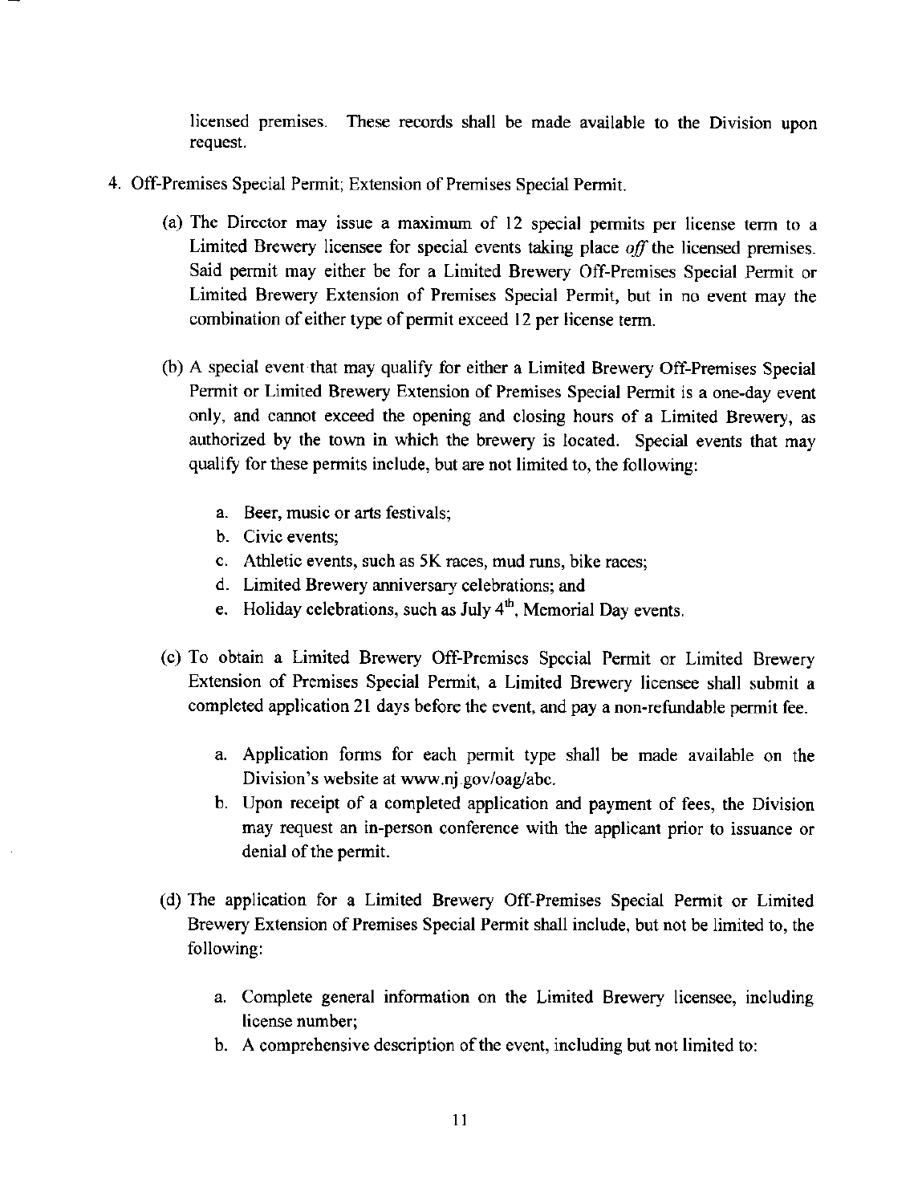licensed premises. These records shall be made available to the Division upon request.

4. Off-Premises Special Permit; Extension of Premises Special Permit.

   (a) The Director may issue a maximum of 12 special permits per license term to a Limited Brewery licensee for special events taking place *off* the licensed premises. Said permit may either be for a Limited Brewery Off-Premises Special Permit or Limited Brewery Extension of Premises Special Permit, but in no event may the combination of either type of permit exceed 12 per license term.

   (b) A special event that may qualify for either a Limited Brewery Off-Premises Special Permit or Limited Brewery Extension of Premises Special Permit is a one-day event only, and cannot exceed the opening and closing hours of a Limited Brewery, as authorized by the town in which the brewery is located. Special events that may qualify for these permits include, but are not limited to, the following:

      a. Beer, music or arts festivals;
      b. Civic events;
      c. Athletic events, such as 5K races, mud runs, bike races;
      d. Limited Brewery anniversary celebrations; and
      e. Holiday celebrations, such as July 4th, Memorial Day events.

   (c) To obtain a Limited Brewery Off-Premises Special Permit or Limited Brewery Extension of Premises Special Permit, a Limited Brewery licensee shall submit a completed application 21 days before the event, and pay a non-refundable permit fee.

      a. Application forms for each permit type shall be made available on the Division's website at www.nj.gov/oag/abc.
      b. Upon receipt of a completed application and payment of fees, the Division may request an in-person conference with the applicant prior to issuance or denial of the permit.

   (d) The application for a Limited Brewery Off-Premises Special Permit or Limited Brewery Extension of Premises Special Permit shall include, but not be limited to, the following:

      a. Complete general information on the Limited Brewery licensee, including license number;
      b. A comprehensive description of the event, including but not limited to: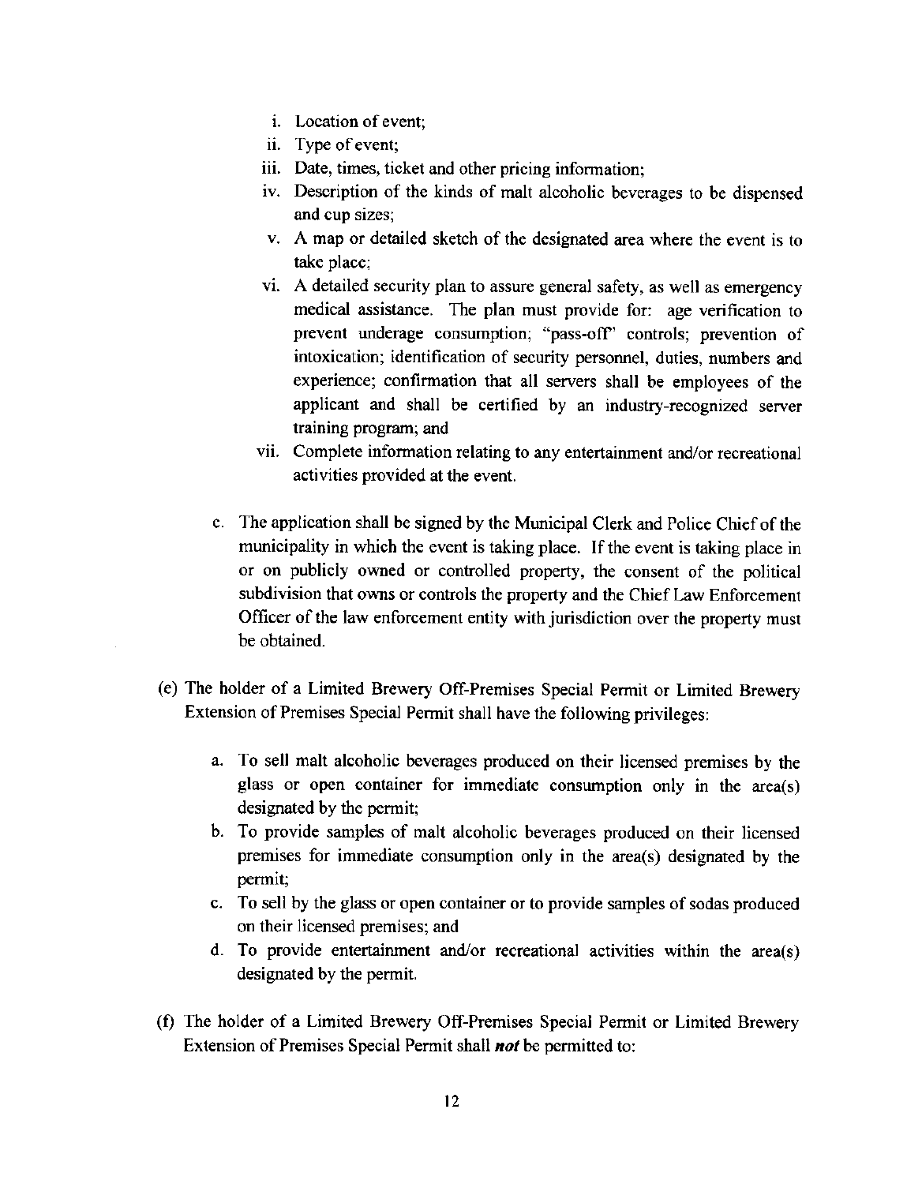i. Location of event;
ii. Type of event;
iii. Date, times, ticket and other pricing information;
iv. Description of the kinds of malt alcoholic beverages to be dispensed and cup sizes;
v. A map or detailed sketch of the designated area where the event is to take place;
vi. A detailed security plan to assure general safety, as well as emergency medical assistance. The plan must provide for: age verification to prevent underage consumption; "pass-off" controls; prevention of intoxication; identification of security personnel, duties, numbers and experience; confirmation that all servers shall be employees of the applicant and shall be certified by an industry-recognized server training program; and
vii. Complete information relating to any entertainment and/or recreational activities provided at the event.

c. The application shall be signed by the Municipal Clerk and Police Chief of the municipality in which the event is taking place. If the event is taking place in or on publicly owned or controlled property, the consent of the political subdivision that owns or controls the property and the Chief Law Enforcement Officer of the law enforcement entity with jurisdiction over the property must be obtained.

(e) The holder of a Limited Brewery Off-Premises Special Permit or Limited Brewery Extension of Premises Special Permit shall have the following privileges:

a. To sell malt alcoholic beverages produced on their licensed premises by the glass or open container for immediate consumption only in the area(s) designated by the permit;
b. To provide samples of malt alcoholic beverages produced on their licensed premises for immediate consumption only in the area(s) designated by the permit;
c. To sell by the glass or open container or to provide samples of sodas produced on their licensed premises; and
d. To provide entertainment and/or recreational activities within the area(s) designated by the permit.

(f) The holder of a Limited Brewery Off-Premises Special Permit or Limited Brewery Extension of Premises Special Permit shall ***not*** be permitted to: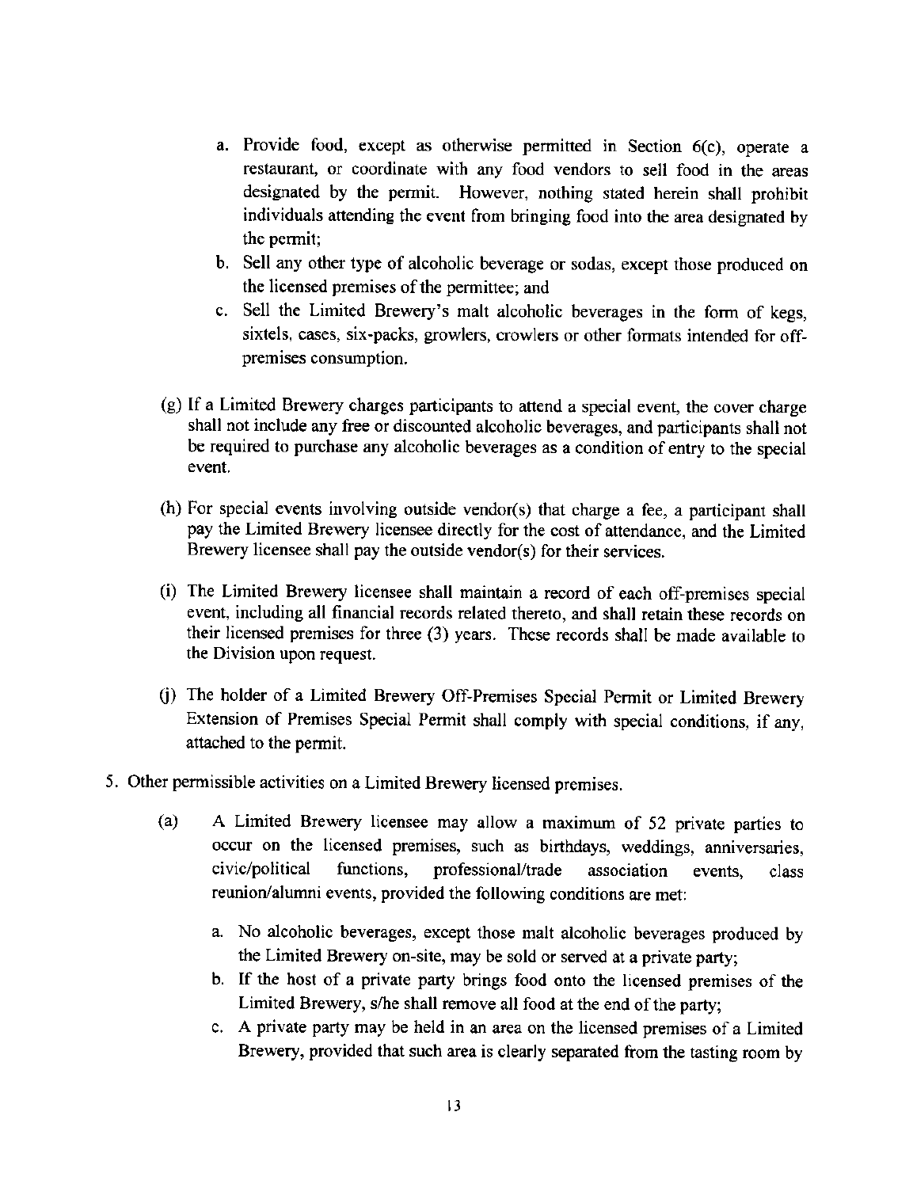a. Provide food, except as otherwise permitted in Section 6(c), operate a restaurant, or coordinate with any food vendors to sell food in the areas designated by the permit. However, nothing stated herein shall prohibit individuals attending the event from bringing food into the area designated by the permit;

b. Sell any other type of alcoholic beverage or sodas, except those produced on the licensed premises of the permittee; and

c. Sell the Limited Brewery's malt alcoholic beverages in the form of kegs, sixtels, cases, six-packs, growlers, crowlers or other formats intended for off-premises consumption.

(g) If a Limited Brewery charges participants to attend a special event, the cover charge shall not include any free or discounted alcoholic beverages, and participants shall not be required to purchase any alcoholic beverages as a condition of entry to the special event.

(h) For special events involving outside vendor(s) that charge a fee, a participant shall pay the Limited Brewery licensee directly for the cost of attendance, and the Limited Brewery licensee shall pay the outside vendor(s) for their services.

(i) The Limited Brewery licensee shall maintain a record of each off-premises special event, including all financial records related thereto, and shall retain these records on their licensed premises for three (3) years. These records shall be made available to the Division upon request.

(j) The holder of a Limited Brewery Off-Premises Special Permit or Limited Brewery Extension of Premises Special Permit shall comply with special conditions, if any, attached to the permit.

5. Other permissible activities on a Limited Brewery licensed premises.

(a) A Limited Brewery licensee may allow a maximum of 52 private parties to occur on the licensed premises, such as birthdays, weddings, anniversaries, civic/political functions, professional/trade association events, class reunion/alumni events, provided the following conditions are met:

a. No alcoholic beverages, except those malt alcoholic beverages produced by the Limited Brewery on-site, may be sold or served at a private party;

b. If the host of a private party brings food onto the licensed premises of the Limited Brewery, s/he shall remove all food at the end of the party;

c. A private party may be held in an area on the licensed premises of a Limited Brewery, provided that such area is clearly separated from the tasting room by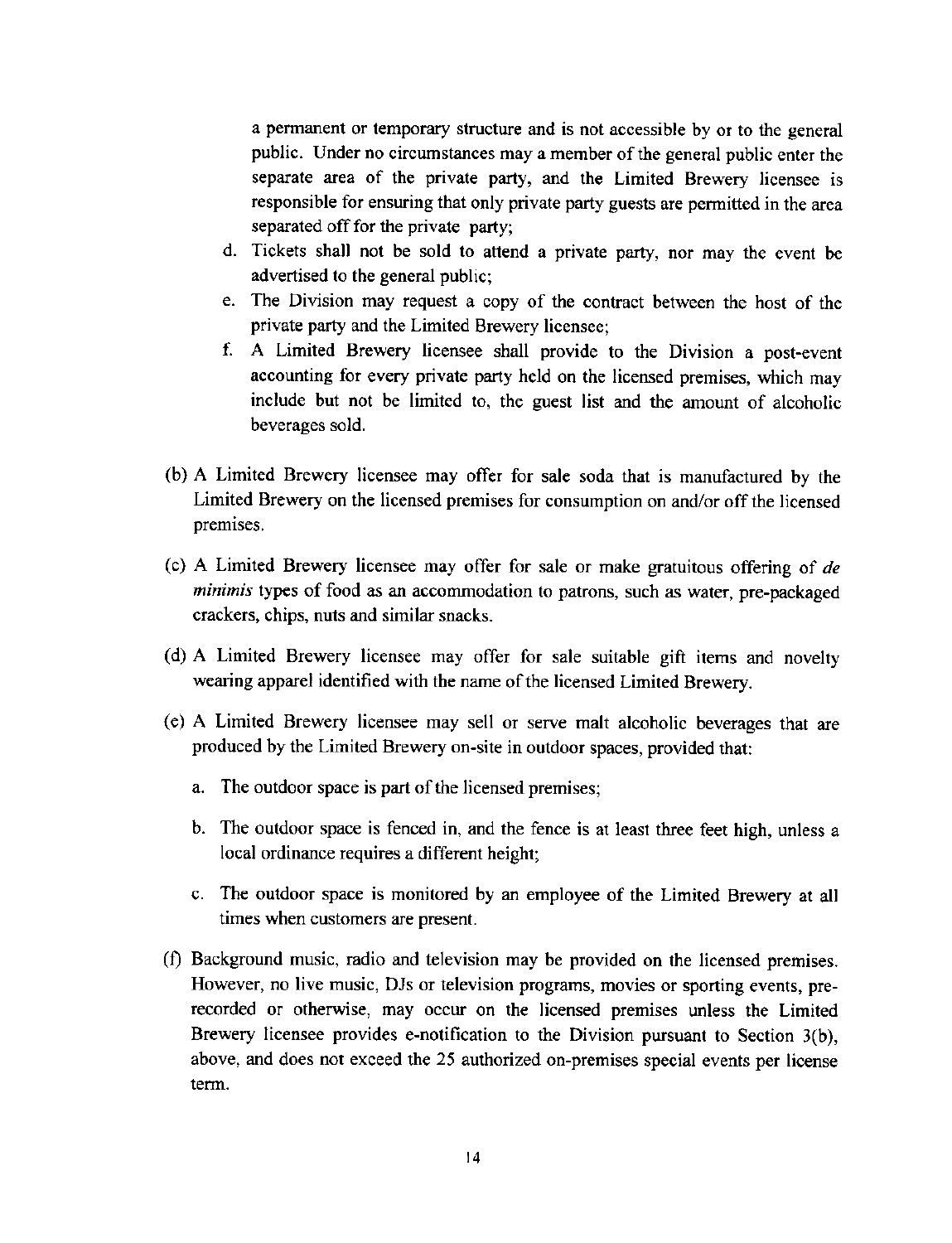a permanent or temporary structure and is not accessible by or to the general public. Under no circumstances may a member of the general public enter the separate area of the private party, and the Limited Brewery licensee is responsible for ensuring that only private party guests are permitted in the area separated off for the private party;

d. Tickets shall not be sold to attend a private party, nor may the event be advertised to the general public;

e. The Division may request a copy of the contract between the host of the private party and the Limited Brewery licensee;

f. A Limited Brewery licensee shall provide to the Division a post-event accounting for every private party held on the licensed premises, which may include but not be limited to, the guest list and the amount of alcoholic beverages sold.

(b) A Limited Brewery licensee may offer for sale soda that is manufactured by the Limited Brewery on the licensed premises for consumption on and/or off the licensed premises.

(c) A Limited Brewery licensee may offer for sale or make gratuitous offering of *de minimis* types of food as an accommodation to patrons, such as water, pre-packaged crackers, chips, nuts and similar snacks.

(d) A Limited Brewery licensee may offer for sale suitable gift items and novelty wearing apparel identified with the name of the licensed Limited Brewery.

(e) A Limited Brewery licensee may sell or serve malt alcoholic beverages that are produced by the Limited Brewery on-site in outdoor spaces, provided that:

a. The outdoor space is part of the licensed premises;

b. The outdoor space is fenced in, and the fence is at least three feet high, unless a local ordinance requires a different height;

c. The outdoor space is monitored by an employee of the Limited Brewery at all times when customers are present.

(f) Background music, radio and television may be provided on the licensed premises. However, no live music, DJs or television programs, movies or sporting events, pre-recorded or otherwise, may occur on the licensed premises unless the Limited Brewery licensee provides e-notification to the Division pursuant to Section 3(b), above, and does not exceed the 25 authorized on-premises special events per license term.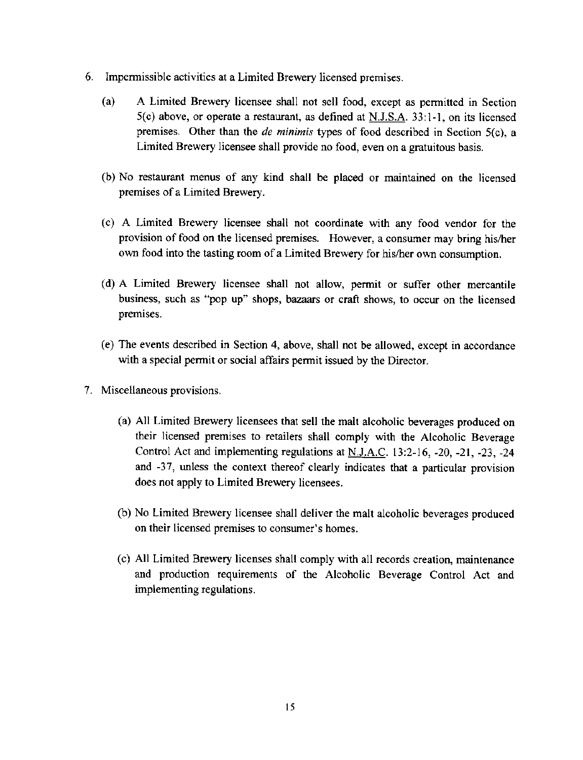6. Impermissible activities at a Limited Brewery licensed premises.

   (a) A Limited Brewery licensee shall not sell food, except as permitted in Section 5(c) above, or operate a restaurant, as defined at N.J.S.A. 33:1-1, on its licensed premises. Other than the *de minimis* types of food described in Section 5(c), a Limited Brewery licensee shall provide no food, even on a gratuitous basis.

   (b) No restaurant menus of any kind shall be placed or maintained on the licensed premises of a Limited Brewery.

   (c) A Limited Brewery licensee shall not coordinate with any food vendor for the provision of food on the licensed premises. However, a consumer may bring his/her own food into the tasting room of a Limited Brewery for his/her own consumption.

   (d) A Limited Brewery licensee shall not allow, permit or suffer other mercantile business, such as "pop up" shops, bazaars or craft shows, to occur on the licensed premises.

   (e) The events described in Section 4, above, shall not be allowed, except in accordance with a special permit or social affairs permit issued by the Director.

7. Miscellaneous provisions.

   (a) All Limited Brewery licensees that sell the malt alcoholic beverages produced on their licensed premises to retailers shall comply with the Alcoholic Beverage Control Act and implementing regulations at N.J.A.C. 13:2-16, -20, -21, -23, -24 and -37, unless the context thereof clearly indicates that a particular provision does not apply to Limited Brewery licensees.

   (b) No Limited Brewery licensee shall deliver the malt alcoholic beverages produced on their licensed premises to consumer's homes.

   (c) All Limited Brewery licenses shall comply with all records creation, maintenance and production requirements of the Alcoholic Beverage Control Act and implementing regulations.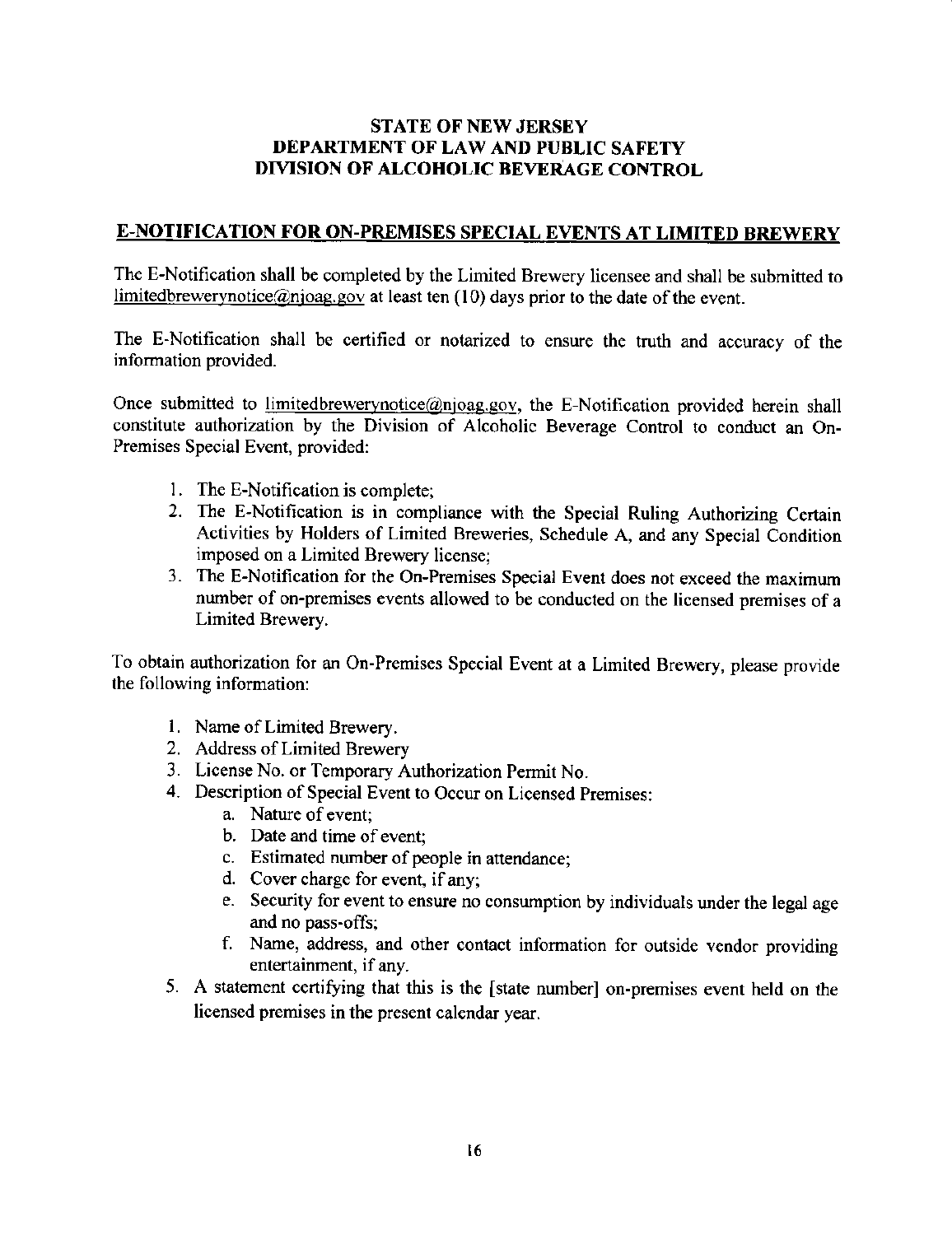**STATE OF NEW JERSEY**
**DEPARTMENT OF LAW AND PUBLIC SAFETY**
**DIVISION OF ALCOHOLIC BEVERAGE CONTROL**

## E-NOTIFICATION FOR ON-PREMISES SPECIAL EVENTS AT LIMITED BREWERY

The E-Notification shall be completed by the Limited Brewery licensee and shall be submitted to limitedbrewerynotice@njoag.gov at least ten (10) days prior to the date of the event.

The E-Notification shall be certified or notarized to ensure the truth and accuracy of the information provided.

Once submitted to limitedbrewerynotice@njoag.gov, the E-Notification provided herein shall constitute authorization by the Division of Alcoholic Beverage Control to conduct an On-Premises Special Event, provided:

1. The E-Notification is complete;
2. The E-Notification is in compliance with the Special Ruling Authorizing Certain Activities by Holders of Limited Breweries, Schedule A, and any Special Condition imposed on a Limited Brewery license;
3. The E-Notification for the On-Premises Special Event does not exceed the maximum number of on-premises events allowed to be conducted on the licensed premises of a Limited Brewery.

To obtain authorization for an On-Premises Special Event at a Limited Brewery, please provide the following information:

1. Name of Limited Brewery.
2. Address of Limited Brewery
3. License No. or Temporary Authorization Permit No.
4. Description of Special Event to Occur on Licensed Premises:
   a. Nature of event;
   b. Date and time of event;
   c. Estimated number of people in attendance;
   d. Cover charge for event, if any;
   e. Security for event to ensure no consumption by individuals under the legal age and no pass-offs;
   f. Name, address, and other contact information for outside vendor providing entertainment, if any.
5. A statement certifying that this is the [state number] on-premises event held on the licensed premises in the present calendar year.